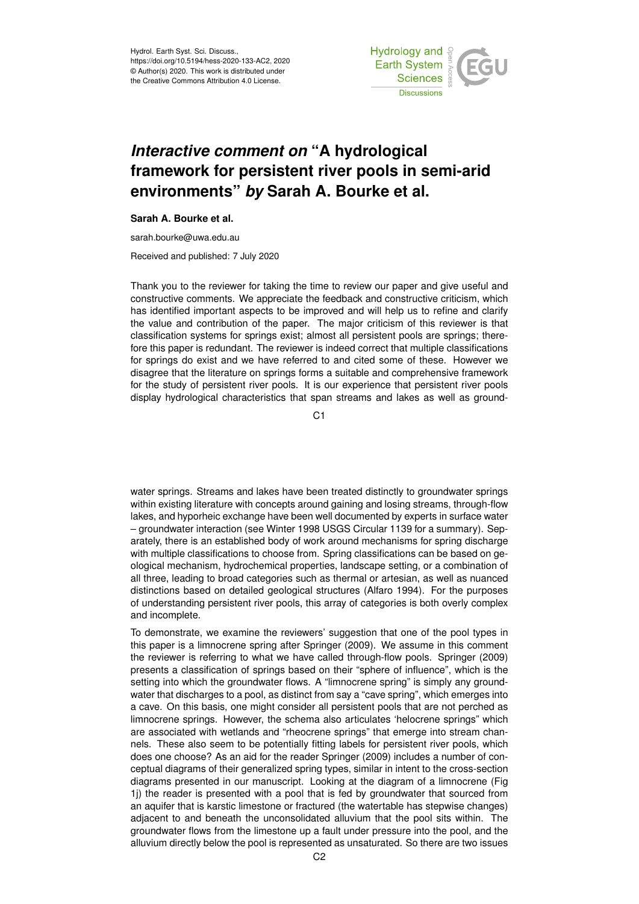# *Interactive comment on* "A hydrological framework for persistent river pools in semi-arid environments" *by* Sarah A. Bourke et al.

**Sarah A. Bourke et al.**

sarah.bourke@uwa.edu.au

Received and published: 7 July 2020

Thank you to the reviewer for taking the time to review our paper and give useful and constructive comments. We appreciate the feedback and constructive criticism, which has identified important aspects to be improved and will help us to refine and clarify the value and contribution of the paper. The major criticism of this reviewer is that classification systems for springs exist; almost all persistent pools are springs; therefore this paper is redundant. The reviewer is indeed correct that multiple classifications for springs do exist and we have referred to and cited some of these. However we disagree that the literature on springs forms a suitable and comprehensive framework for the study of persistent river pools. It is our experience that persistent river pools display hydrological characteristics that span streams and lakes as well as groundwater springs. Streams and lakes have been treated distinctly to groundwater springs within existing literature with concepts around gaining and losing streams, through-flow lakes, and hyporheic exchange have been well documented by experts in surface water – groundwater interaction (see Winter 1998 USGS Circular 1139 for a summary). Separately, there is an established body of work around mechanisms for spring discharge with multiple classifications to choose from. Spring classifications can be based on geological mechanism, hydrochemical properties, landscape setting, or a combination of all three, leading to broad categories such as thermal or artesian, as well as nuanced distinctions based on detailed geological structures (Alfaro 1994). For the purposes of understanding persistent river pools, this array of categories is both overly complex and incomplete.

To demonstrate, we examine the reviewers' suggestion that one of the pool types in this paper is a limnocrene spring after Springer (2009). We assume in this comment the reviewer is referring to what we have called through-flow pools. Springer (2009) presents a classification of springs based on their "sphere of influence", which is the setting into which the groundwater flows. A "limnocrene spring" is simply any groundwater that discharges to a pool, as distinct from say a "cave spring", which emerges into a cave. On this basis, one might consider all persistent pools that are not perched as limnocrene springs. However, the schema also articulates 'helocrene springs" which are associated with wetlands and "rheocrene springs" that emerge into stream channels. These also seem to be potentially fitting labels for persistent river pools, which does one choose? As an aid for the reader Springer (2009) includes a number of conceptual diagrams of their generalized spring types, similar in intent to the cross-section diagrams presented in our manuscript. Looking at the diagram of a limnocrene (Fig 1j) the reader is presented with a pool that is fed by groundwater that sourced from an aquifer that is karstic limestone or fractured (the watertable has stepwise changes) adjacent to and beneath the unconsolidated alluvium that the pool sits within. The groundwater flows from the limestone up a fault under pressure into the pool, and the alluvium directly below the pool is represented as unsaturated. So there are two issues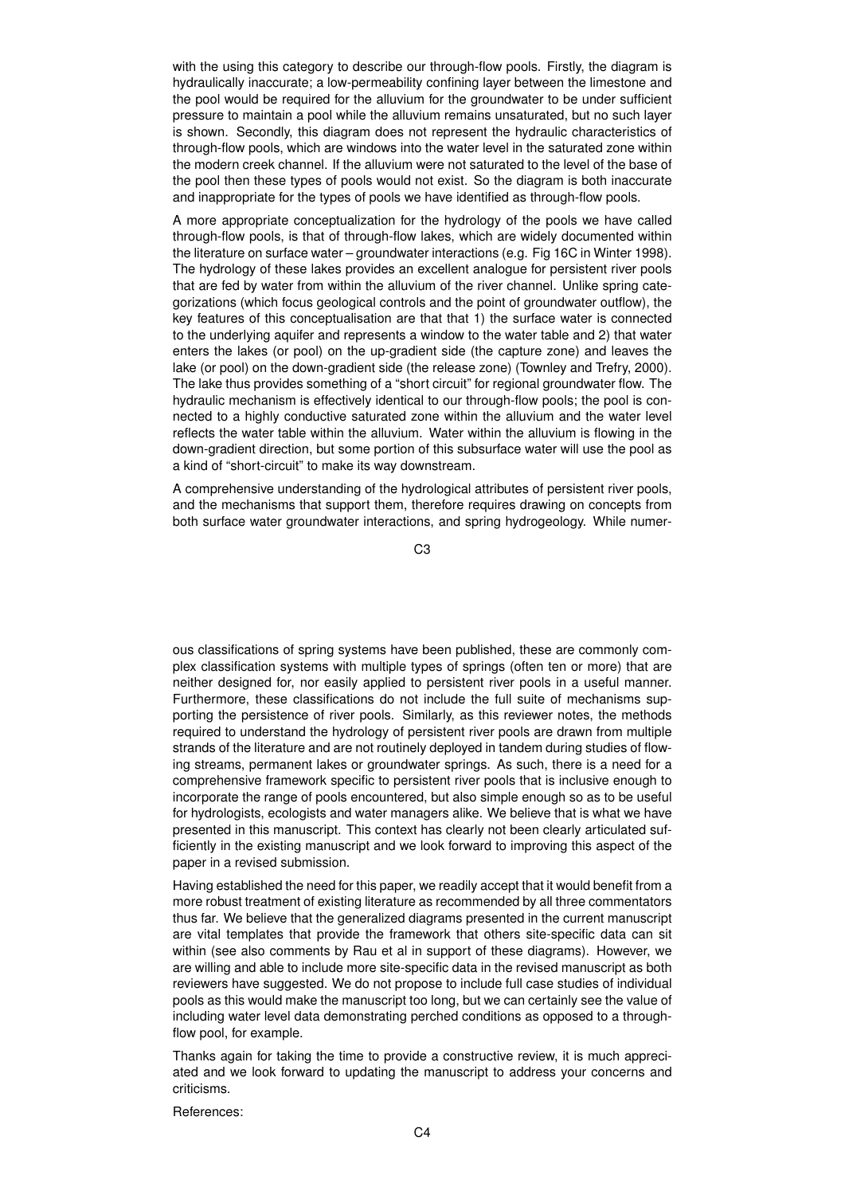with the using this category to describe our through-flow pools. Firstly, the diagram is hydraulically inaccurate; a low-permeability confining layer between the limestone and the pool would be required for the alluvium for the groundwater to be under sufficient pressure to maintain a pool while the alluvium remains unsaturated, but no such layer is shown. Secondly, this diagram does not represent the hydraulic characteristics of through-flow pools, which are windows into the water level in the saturated zone within the modern creek channel. If the alluvium were not saturated to the level of the base of the pool then these types of pools would not exist. So the diagram is both inaccurate and inappropriate for the types of pools we have identified as through-flow pools.

A more appropriate conceptualization for the hydrology of the pools we have called through-flow pools, is that of through-flow lakes, which are widely documented within the literature on surface water – groundwater interactions (e.g. Fig 16C in Winter 1998). The hydrology of these lakes provides an excellent analogue for persistent river pools that are fed by water from within the alluvium of the river channel. Unlike spring categorizations (which focus geological controls and the point of groundwater outflow), the key features of this conceptualisation are that that 1) the surface water is connected to the underlying aquifer and represents a window to the water table and 2) that water enters the lakes (or pool) on the up-gradient side (the capture zone) and leaves the lake (or pool) on the down-gradient side (the release zone) (Townley and Trefry, 2000). The lake thus provides something of a "short circuit" for regional groundwater flow. The hydraulic mechanism is effectively identical to our through-flow pools; the pool is connected to a highly conductive saturated zone within the alluvium and the water level reflects the water table within the alluvium. Water within the alluvium is flowing in the down-gradient direction, but some portion of this subsurface water will use the pool as a kind of "short-circuit" to make its way downstream.

A comprehensive understanding of the hydrological attributes of persistent river pools, and the mechanisms that support them, therefore requires drawing on concepts from both surface water groundwater interactions, and spring hydrogeology. While numerous classifications of spring systems have been published, these are commonly complex classification systems with multiple types of springs (often ten or more) that are neither designed for, nor easily applied to persistent river pools in a useful manner. Furthermore, these classifications do not include the full suite of mechanisms supporting the persistence of river pools. Similarly, as this reviewer notes, the methods required to understand the hydrology of persistent river pools are drawn from multiple strands of the literature and are not routinely deployed in tandem during studies of flowing streams, permanent lakes or groundwater springs. As such, there is a need for a comprehensive framework specific to persistent river pools that is inclusive enough to incorporate the range of pools encountered, but also simple enough so as to be useful for hydrologists, ecologists and water managers alike. We believe that is what we have presented in this manuscript. This context has clearly not been clearly articulated sufficiently in the existing manuscript and we look forward to improving this aspect of the paper in a revised submission.

Having established the need for this paper, we readily accept that it would benefit from a more robust treatment of existing literature as recommended by all three commentators thus far. We believe that the generalized diagrams presented in the current manuscript are vital templates that provide the framework that others site-specific data can sit within (see also comments by Rau et al in support of these diagrams). However, we are willing and able to include more site-specific data in the revised manuscript as both reviewers have suggested. We do not propose to include full case studies of individual pools as this would make the manuscript too long, but we can certainly see the value of including water level data demonstrating perched conditions as opposed to a through-flow pool, for example.

Thanks again for taking the time to provide a constructive review, it is much appreciated and we look forward to updating the manuscript to address your concerns and criticisms.

References: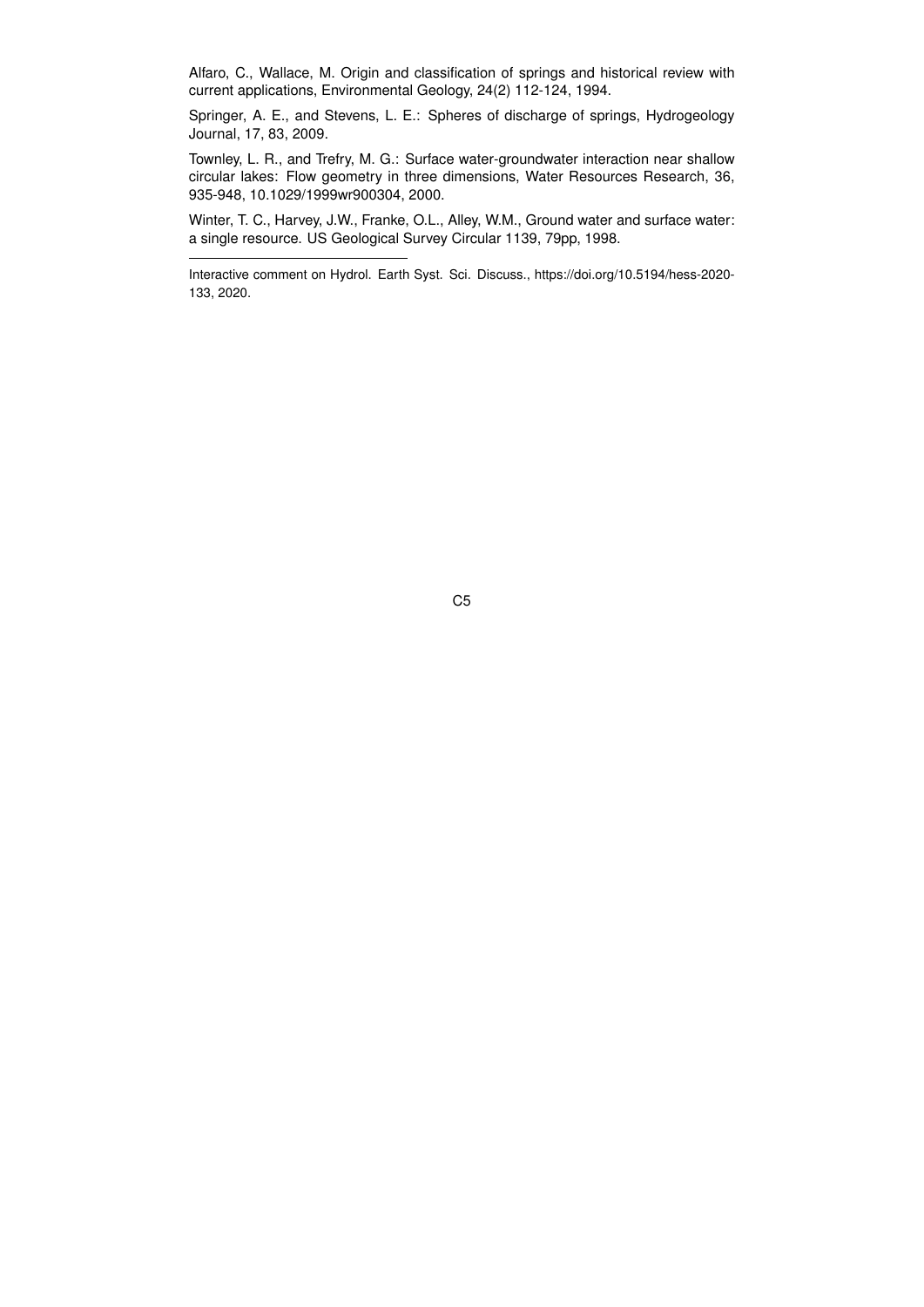Alfaro, C., Wallace, M. Origin and classification of springs and historical review with current applications, Environmental Geology, 24(2) 112-124, 1994.

Springer, A. E., and Stevens, L. E.: Spheres of discharge of springs, Hydrogeology Journal, 17, 83, 2009.

Townley, L. R., and Trefry, M. G.: Surface water-groundwater interaction near shallow circular lakes: Flow geometry in three dimensions, Water Resources Research, 36, 935-948, 10.1029/1999wr900304, 2000.

Winter, T. C., Harvey, J.W., Franke, O.L., Alley, W.M., Ground water and surface water: a single resource. US Geological Survey Circular 1139, 79pp, 1998.

---

Interactive comment on Hydrol. Earth Syst. Sci. Discuss., https://doi.org/10.5194/hess-2020-133, 2020.